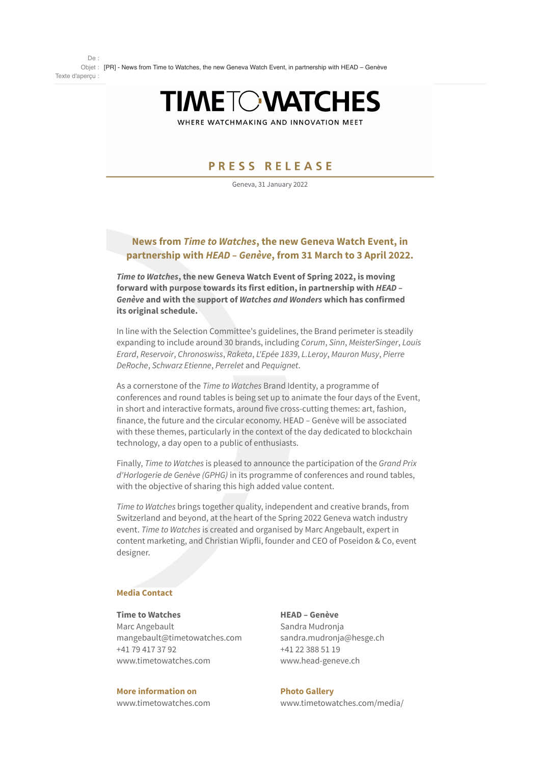De :
Objet : [PR] - News from Time to Watches, the new Geneva Watch Event, in partnership with HEAD – Genève
Texte d'aperçu :

# TIME TO WATCHES

WHERE WATCHMAKING AND INNOVATION MEET

## PRESS RELEASE

Geneva, 31 January 2022

### News from *Time to Watches*, the new Geneva Watch Event, in partnership with *HEAD – Genève*, from 31 March to 3 April 2022.

***Time to Watches*, the new Geneva Watch Event of Spring 2022, is moving forward with purpose towards its first edition, in partnership with *HEAD – Genève* and with the support of *Watches and Wonders* which has confirmed its original schedule.**

In line with the Selection Committee's guidelines, the Brand perimeter is steadily expanding to include around 30 brands, including *Corum*, *Sinn*, *MeisterSinger*, *Louis Erard*, *Reservoir*, *Chronoswiss*, *Raketa*, *L'Epée 1839*, *L.Leroy*, *Mauron Musy*, *Pierre DeRoche*, *Schwarz Etienne*, *Perrelet* and *Pequignet*.

As a cornerstone of the *Time to Watches* Brand Identity, a programme of conferences and round tables is being set up to animate the four days of the Event, in short and interactive formats, around five cross-cutting themes: art, fashion, finance, the future and the circular economy. HEAD – Genève will be associated with these themes, particularly in the context of the day dedicated to blockchain technology, a day open to a public of enthusiasts.

Finally, *Time to Watches* is pleased to announce the participation of the *Grand Prix d'Horlogerie de Genève (GPHG)* in its programme of conferences and round tables, with the objective of sharing this high added value content.

*Time to Watches* brings together quality, independent and creative brands, from Switzerland and beyond, at the heart of the Spring 2022 Geneva watch industry event. *Time to Watches* is created and organised by Marc Angebault, expert in content marketing, and Christian Wipfli, founder and CEO of Poseidon & Co, event designer.

**Media Contact**

**Time to Watches**
Marc Angebault
mangebault@timetowatches.com
+41 79 417 37 92
www.timetowatches.com

**HEAD – Genève**
Sandra Mudronja
sandra.mudronja@hesge.ch
+41 22 388 51 19
www.head-geneve.ch

**More information on**
www.timetowatches.com

**Photo Gallery**
www.timetowatches.com/media/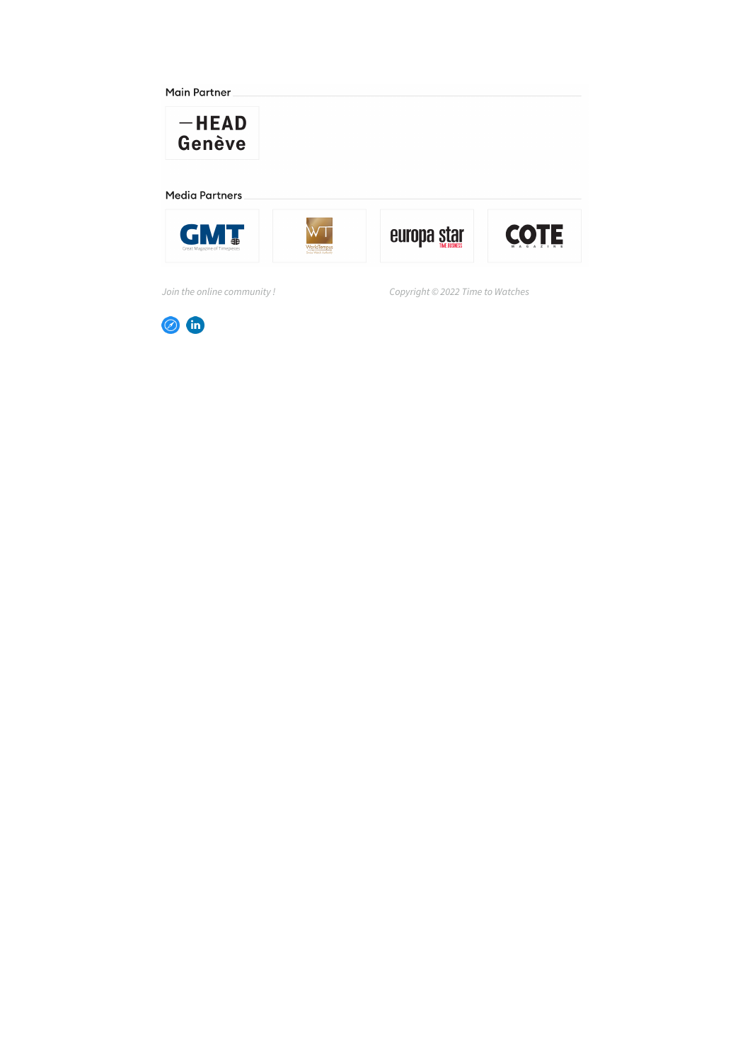## Main Partner

—HEAD Genève

## Media Partners

GMT Great Magazine of Timepieces

WorldTempus

europa star TIME BUSINESS

COTE MAGAZINE

*Join the online community !*

*Copyright © 2022 Time to Watches*